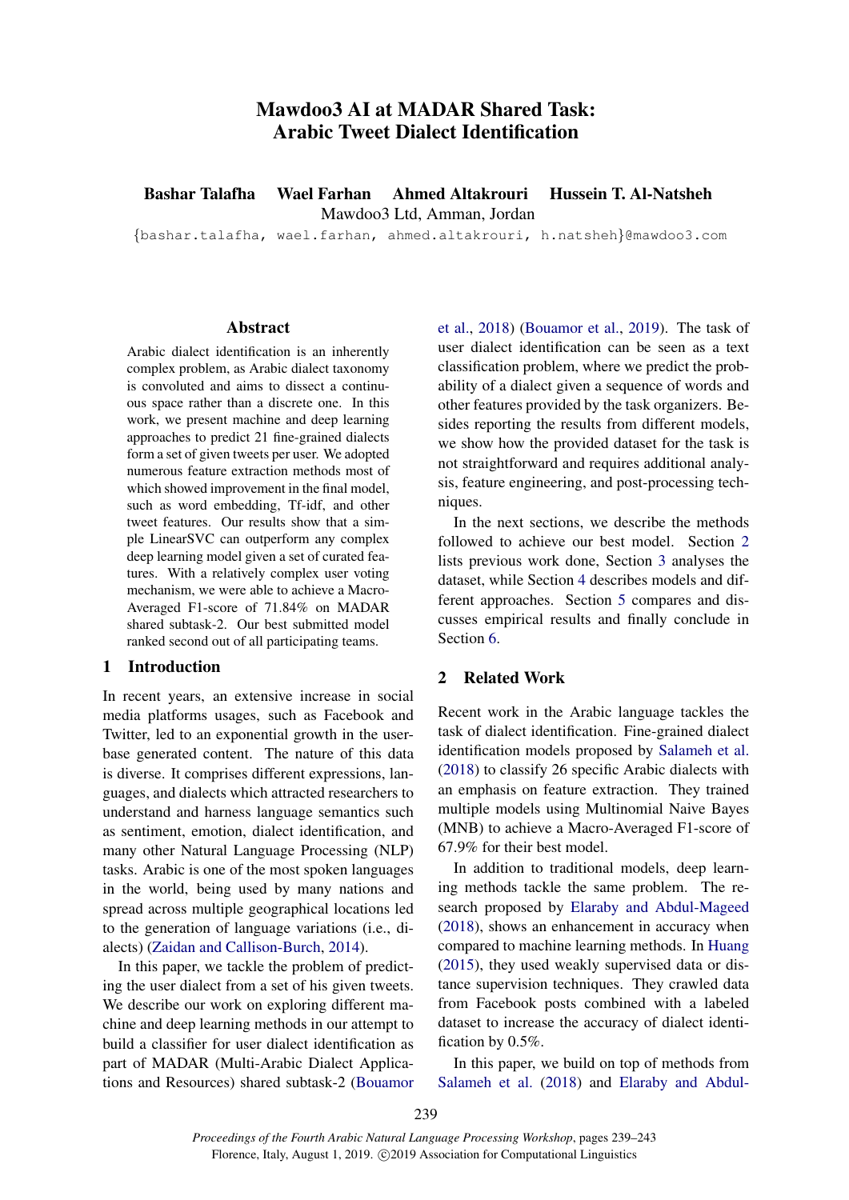# Mawdoo3 AI at MADAR Shared Task: Arabic Tweet Dialect Identification

**Bashar Talafha Wael Farhan Ahmed Altakrouri Hussein T. Al-Natsheh**
Mawdoo3 Ltd, Amman, Jordan
{bashar.talafha, wael.farhan, ahmed.altakrouri, h.natsheh}@mawdoo3.com

## Abstract

Arabic dialect identification is an inherently complex problem, as Arabic dialect taxonomy is convoluted and aims to dissect a continuous space rather than a discrete one. In this work, we present machine and deep learning approaches to predict 21 fine-grained dialects form a set of given tweets per user. We adopted numerous feature extraction methods most of which showed improvement in the final model, such as word embedding, Tf-idf, and other tweet features. Our results show that a simple LinearSVC can outperform any complex deep learning model given a set of curated features. With a relatively complex user voting mechanism, we were able to achieve a Macro-Averaged F1-score of 71.84% on MADAR shared subtask-2. Our best submitted model ranked second out of all participating teams.

## 1 Introduction

In recent years, an extensive increase in social media platforms usages, such as Facebook and Twitter, led to an exponential growth in the user-base generated content. The nature of this data is diverse. It comprises different expressions, languages, and dialects which attracted researchers to understand and harness language semantics such as sentiment, emotion, dialect identification, and many other Natural Language Processing (NLP) tasks. Arabic is one of the most spoken languages in the world, being used by many nations and spread across multiple geographical locations led to the generation of language variations (i.e., dialects) (Zaidan and Callison-Burch, 2014).

In this paper, we tackle the problem of predicting the user dialect from a set of his given tweets. We describe our work on exploring different machine and deep learning methods in our attempt to build a classifier for user dialect identification as part of MADAR (Multi-Arabic Dialect Applications and Resources) shared subtask-2 (Bouamor et al., 2018) (Bouamor et al., 2019). The task of user dialect identification can be seen as a text classification problem, where we predict the probability of a dialect given a sequence of words and other features provided by the task organizers. Besides reporting the results from different models, we show how the provided dataset for the task is not straightforward and requires additional analysis, feature engineering, and post-processing techniques.

In the next sections, we describe the methods followed to achieve our best model. Section 2 lists previous work done, Section 3 analyses the dataset, while Section 4 describes models and different approaches. Section 5 compares and discusses empirical results and finally conclude in Section 6.

## 2 Related Work

Recent work in the Arabic language tackles the task of dialect identification. Fine-grained dialect identification models proposed by Salameh et al. (2018) to classify 26 specific Arabic dialects with an emphasis on feature extraction. They trained multiple models using Multinomial Naive Bayes (MNB) to achieve a Macro-Averaged F1-score of 67.9% for their best model.

In addition to traditional models, deep learning methods tackle the same problem. The research proposed by Elaraby and Abdul-Mageed (2018), shows an enhancement in accuracy when compared to machine learning methods. In Huang (2015), they used weakly supervised data or distance supervision techniques. They crawled data from Facebook posts combined with a labeled dataset to increase the accuracy of dialect identification by 0.5%.

In this paper, we build on top of methods from Salameh et al. (2018) and Elaraby and Abdul-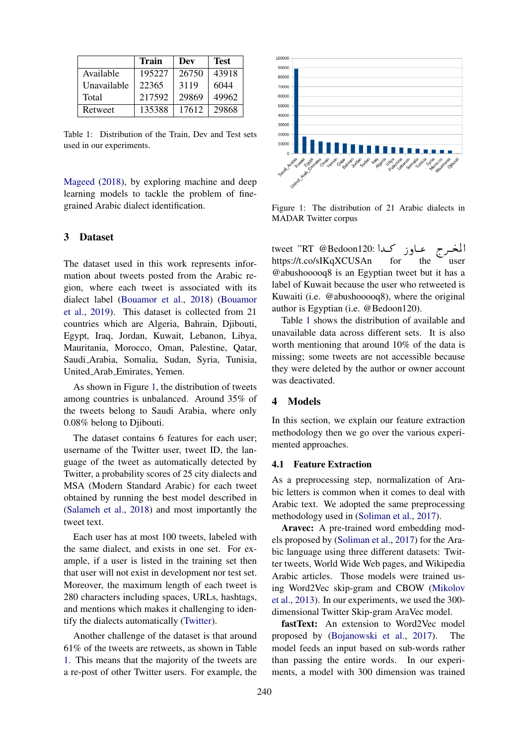|  | Train | Dev | Test |
| --- | --- | --- | --- |
| Available | 195227 | 26750 | 43918 |
| Unavailable | 22365 | 3119 | 6044 |
| Total | 217592 | 29869 | 49962 |
| Retweet | 135388 | 17612 | 29868 |

Table 1: Distribution of the Train, Dev and Test sets used in our experiments.

Mageed (2018), by exploring machine and deep learning models to tackle the problem of fine-grained Arabic dialect identification.

## 3 Dataset

The dataset used in this work represents information about tweets posted from the Arabic region, where each tweet is associated with its dialect label (Bouamor et al., 2018) (Bouamor et al., 2019). This dataset is collected from 21 countries which are Algeria, Bahrain, Djibouti, Egypt, Iraq, Jordan, Kuwait, Lebanon, Libya, Mauritania, Morocco, Oman, Palestine, Qatar, Saudi_Arabia, Somalia, Sudan, Syria, Tunisia, United_Arab_Emirates, Yemen.

As shown in Figure 1, the distribution of tweets among countries is unbalanced. Around 35% of the tweets belong to Saudi Arabia, where only 0.08% belong to Djibouti.

The dataset contains 6 features for each user; username of the Twitter user, tweet ID, the language of the tweet as automatically detected by Twitter, a probability scores of 25 city dialects and MSA (Modern Standard Arabic) for each tweet obtained by running the best model described in (Salameh et al., 2018) and most importantly the tweet text.

Each user has at most 100 tweets, labeled with the same dialect, and exists in one set. For example, if a user is listed in the training set then that user will not exist in development nor test set. Moreover, the maximum length of each tweet is 280 characters including spaces, URLs, hashtags, and mentions which makes it challenging to identify the dialects automatically (Twitter).

Another challenge of the dataset is that around 61% of the tweets are retweets, as shown in Table 1. This means that the majority of the tweets are a re-post of other Twitter users. For example, the

Figure 1: The distribution of 21 Arabic dialects in MADAR Twitter corpus

tweet "RT @Bedoon120: المخرج عاوز كدا https://t.co/sIKqXCUSAn for the user @abushooooq8 is an Egyptian tweet but it has a label of Kuwait because the user who retweeted is Kuwaiti (i.e. @abushooooq8), where the original author is Egyptian (i.e. @Bedoon120).

Table 1 shows the distribution of available and unavailable data across different sets. It is also worth mentioning that around 10% of the data is missing; some tweets are not accessible because they were deleted by the author or owner account was deactivated.

## 4 Models

In this section, we explain our feature extraction methodology then we go over the various experimented approaches.

### 4.1 Feature Extraction

As a preprocessing step, normalization of Arabic letters is common when it comes to deal with Arabic text. We adopted the same preprocessing methodology used in (Soliman et al., 2017).

**Aravec:** A pre-trained word embedding models proposed by (Soliman et al., 2017) for the Arabic language using three different datasets: Twitter tweets, World Wide Web pages, and Wikipedia Arabic articles. Those models were trained using Word2Vec skip-gram and CBOW (Mikolov et al., 2013). In our experiments, we used the 300-dimensional Twitter Skip-gram AraVec model.

**fastText:** An extension to Word2Vec model proposed by (Bojanowski et al., 2017). The model feeds an input based on sub-words rather than passing the entire words. In our experiments, a model with 300 dimension was trained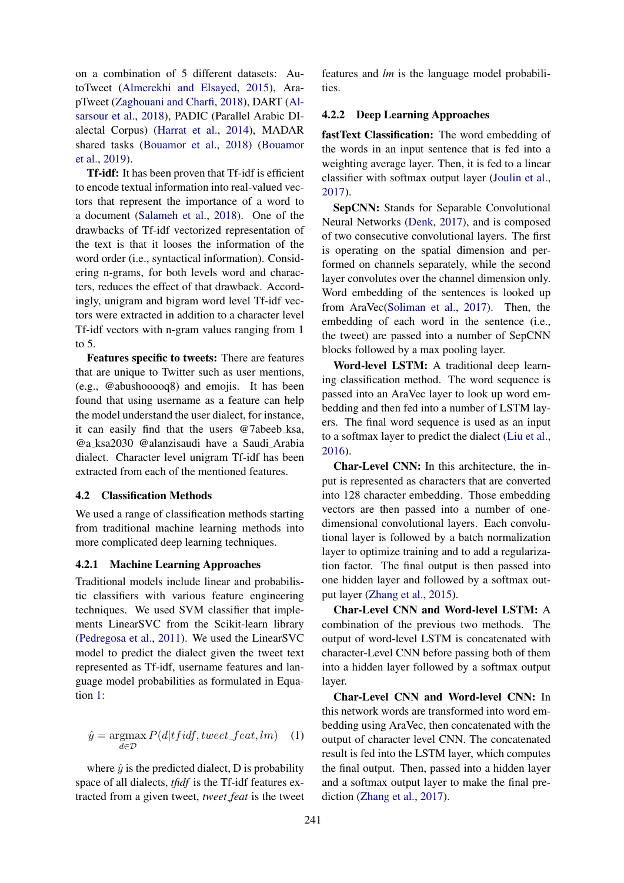on a combination of 5 different datasets: AutoTweet (Almerekhi and Elsayed, 2015), ArapTweet (Zaghouani and Charfi, 2018), DART (Alsarsour et al., 2018), PADIC (Parallel Arabic DIalectal Corpus) (Harrat et al., 2014), MADAR shared tasks (Bouamor et al., 2018) (Bouamor et al., 2019).

**Tf-idf:** It has been proven that Tf-idf is efficient to encode textual information into real-valued vectors that represent the importance of a word to a document (Salameh et al., 2018). One of the drawbacks of Tf-idf vectorized representation of the text is that it looses the information of the word order (i.e., syntactical information). Considering n-grams, for both levels word and characters, reduces the effect of that drawback. Accordingly, unigram and bigram word level Tf-idf vectors were extracted in addition to a character level Tf-idf vectors with n-gram values ranging from 1 to 5.

**Features specific to tweets:** There are features that are unique to Twitter such as user mentions, (e.g., @abushooooq8) and emojis. It has been found that using username as a feature can help the model understand the user dialect, for instance, it can easily find that the users @7abeeb_ksa, @a_ksa2030 @alanzisaudi have a Saudi_Arabia dialect. Character level unigram Tf-idf has been extracted from each of the mentioned features.

## 4.2 Classification Methods

We used a range of classification methods starting from traditional machine learning methods into more complicated deep learning techniques.

### 4.2.1 Machine Learning Approaches

Traditional models include linear and probabilistic classifiers with various feature engineering techniques. We used SVM classifier that implements LinearSVC from the Scikit-learn library (Pedregosa et al., 2011). We used the LinearSVC model to predict the dialect given the tweet text represented as Tf-idf, username features and language model probabilities as formulated in Equation 1:

$$\hat{y} = \operatorname*{argmax}_{d \in \mathcal{D}} P(d|tfidf, tweet\_feat, lm) \quad (1)$$

where $\hat{y}$ is the predicted dialect, D is probability space of all dialects, *tfidf* is the Tf-idf features extracted from a given tweet, *tweet_feat* is the tweet features and *lm* is the language model probabilities.

### 4.2.2 Deep Learning Approaches

**fastText Classification:** The word embedding of the words in an input sentence that is fed into a weighting average layer. Then, it is fed to a linear classifier with softmax output layer (Joulin et al., 2017).

**SepCNN:** Stands for Separable Convolutional Neural Networks (Denk, 2017), and is composed of two consecutive convolutional layers. The first is operating on the spatial dimension and performed on channels separately, while the second layer convolutes over the channel dimension only. Word embedding of the sentences is looked up from AraVec(Soliman et al., 2017). Then, the embedding of each word in the sentence (i.e., the tweet) are passed into a number of SepCNN blocks followed by a max pooling layer.

**Word-level LSTM:** A traditional deep learning classification method. The word sequence is passed into an AraVec layer to look up word embedding and then fed into a number of LSTM layers. The final word sequence is used as an input to a softmax layer to predict the dialect (Liu et al., 2016).

**Char-Level CNN:** In this architecture, the input is represented as characters that are converted into 128 character embedding. Those embedding vectors are then passed into a number of one-dimensional convolutional layers. Each convolutional layer is followed by a batch normalization layer to optimize training and to add a regularization factor. The final output is then passed into one hidden layer and followed by a softmax output layer (Zhang et al., 2015).

**Char-Level CNN and Word-level LSTM:** A combination of the previous two methods. The output of word-level LSTM is concatenated with character-Level CNN before passing both of them into a hidden layer followed by a softmax output layer.

**Char-Level CNN and Word-level CNN:** In this network words are transformed into word embedding using AraVec, then concatenated with the output of character level CNN. The concatenated result is fed into the LSTM layer, which computes the final output. Then, passed into a hidden layer and a softmax output layer to make the final prediction (Zhang et al., 2017).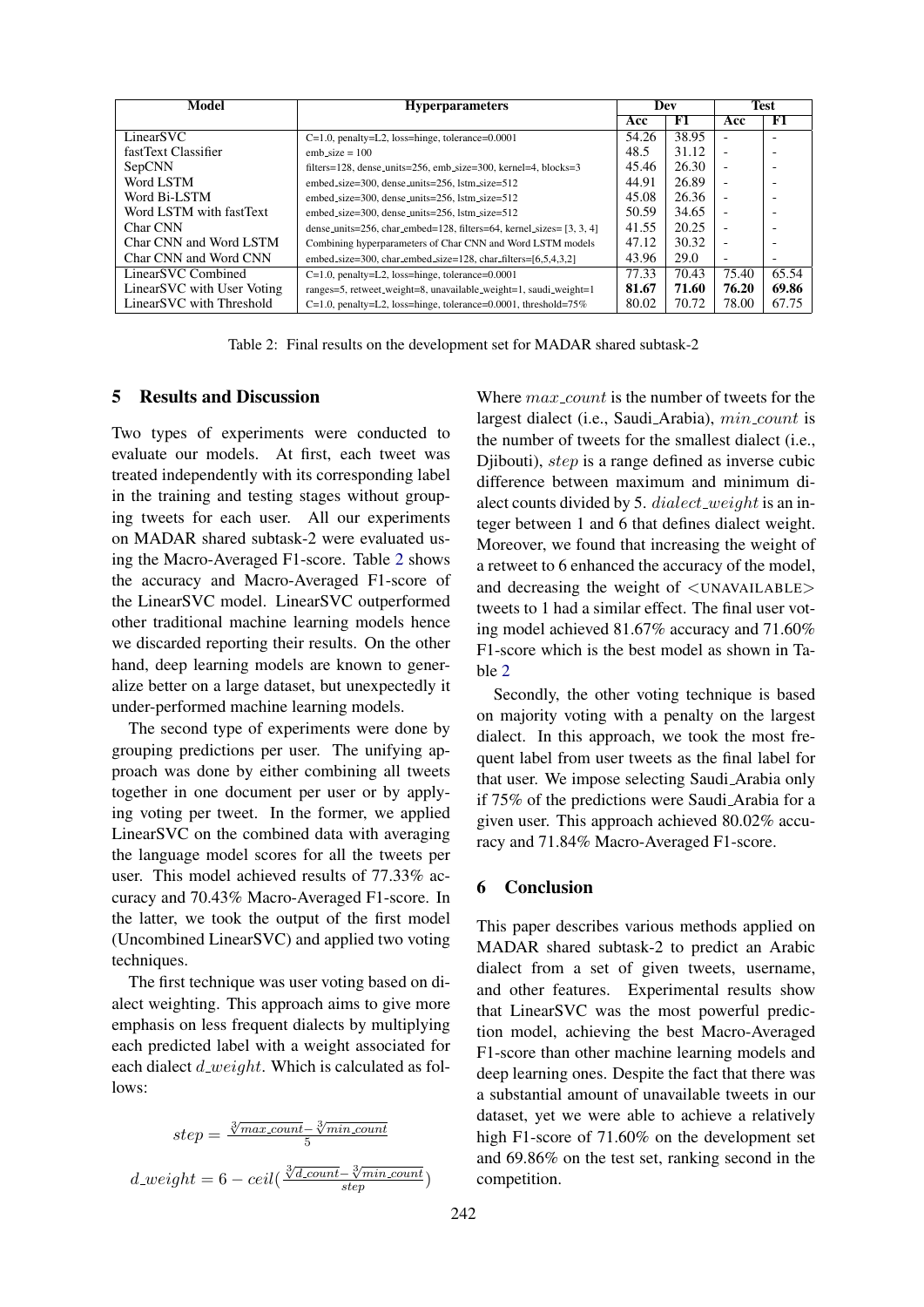| Model | Hyperparameters | Dev | | Test | |
|---|---|---|---|---|---|
| | | Acc | F1 | Acc | F1 |
| LinearSVC | C=1.0, penalty=L2, loss=hinge, tolerance=0.0001 | 54.26 | 38.95 | - | - |
| fastText Classifier | emb_size = 100 | 48.5 | 31.12 | - | - |
| SepCNN | filters=128, dense_units=256, emb_size=300, kernel=4, blocks=3 | 45.46 | 26.30 | - | - |
| Word LSTM | embed_size=300, dense_units=256, lstm_size=512 | 44.91 | 26.89 | - | - |
| Word Bi-LSTM | embed_size=300, dense_units=256, lstm_size=512 | 45.08 | 26.36 | - | - |
| Word LSTM with fastText | embed_size=300, dense_units=256, lstm_size=512 | 50.59 | 34.65 | - | - |
| Char CNN | dense_units=256, char_embed=128, filters=64, kernel_sizes= [3, 3, 4] | 41.55 | 20.25 | - | - |
| Char CNN and Word LSTM | Combining hyperparameters of Char CNN and Word LSTM models | 47.12 | 30.32 | - | - |
| Char CNN and Word CNN | embed_size=300, char_embed_size=128, char_filters=[6,5,4,3,2] | 43.96 | 29.0 | - | - |
| LinearSVC Combined | C=1.0, penalty=L2, loss=hinge, tolerance=0.0001 | 77.33 | 70.43 | 75.40 | 65.54 |
| LinearSVC with User Voting | ranges=5, retweet_weight=8, unavailable_weight=1, saudi_weight=1 | **81.67** | **71.60** | **76.20** | **69.86** |
| LinearSVC with Threshold | C=1.0, penalty=L2, loss=hinge, tolerance=0.0001, threshold=75% | 80.02 | 70.72 | 78.00 | 67.75 |

Table 2: Final results on the development set for MADAR shared subtask-2

## 5 Results and Discussion

Two types of experiments were conducted to evaluate our models. At first, each tweet was treated independently with its corresponding label in the training and testing stages without grouping tweets for each user. All our experiments on MADAR shared subtask-2 were evaluated using the Macro-Averaged F1-score. Table 2 shows the accuracy and Macro-Averaged F1-score of the LinearSVC model. LinearSVC outperformed other traditional machine learning models hence we discarded reporting their results. On the other hand, deep learning models are known to generalize better on a large dataset, but unexpectedly it under-performed machine learning models.

The second type of experiments were done by grouping predictions per user. The unifying approach was done by either combining all tweets together in one document per user or by applying voting per tweet. In the former, we applied LinearSVC on the combined data with averaging the language model scores for all the tweets per user. This model achieved results of 77.33% accuracy and 70.43% Macro-Averaged F1-score. In the latter, we took the output of the first model (Uncombined LinearSVC) and applied two voting techniques.

The first technique was user voting based on dialect weighting. This approach aims to give more emphasis on less frequent dialects by multiplying each predicted label with a weight associated for each dialect $d\_weight$. Which is calculated as follows:

$$step = \frac{\sqrt[3]{max\_count} - \sqrt[3]{min\_count}}{5}$$

$$d\_weight = 6 - ceil(\frac{\sqrt[3]{d\_count} - \sqrt[3]{min\_count}}{step})$$

Where $max\_count$ is the number of tweets for the largest dialect (i.e., Saudi_Arabia), $min\_count$ is the number of tweets for the smallest dialect (i.e., Djibouti), $step$ is a range defined as inverse cubic difference between maximum and minimum dialect counts divided by 5. $dialect\_weight$ is an integer between 1 and 6 that defines dialect weight. Moreover, we found that increasing the weight of a retweet to 6 enhanced the accuracy of the model, and decreasing the weight of <UNAVAILABLE> tweets to 1 had a similar effect. The final user voting model achieved 81.67% accuracy and 71.60% F1-score which is the best model as shown in Table 2

Secondly, the other voting technique is based on majority voting with a penalty on the largest dialect. In this approach, we took the most frequent label from user tweets as the final label for that user. We impose selecting Saudi_Arabia only if 75% of the predictions were Saudi_Arabia for a given user. This approach achieved 80.02% accuracy and 71.84% Macro-Averaged F1-score.

## 6 Conclusion

This paper describes various methods applied on MADAR shared subtask-2 to predict an Arabic dialect from a set of given tweets, username, and other features. Experimental results show that LinearSVC was the most powerful prediction model, achieving the best Macro-Averaged F1-score than other machine learning models and deep learning ones. Despite the fact that there was a substantial amount of unavailable tweets in our dataset, yet we were able to achieve a relatively high F1-score of 71.60% on the development set and 69.86% on the test set, ranking second in the competition.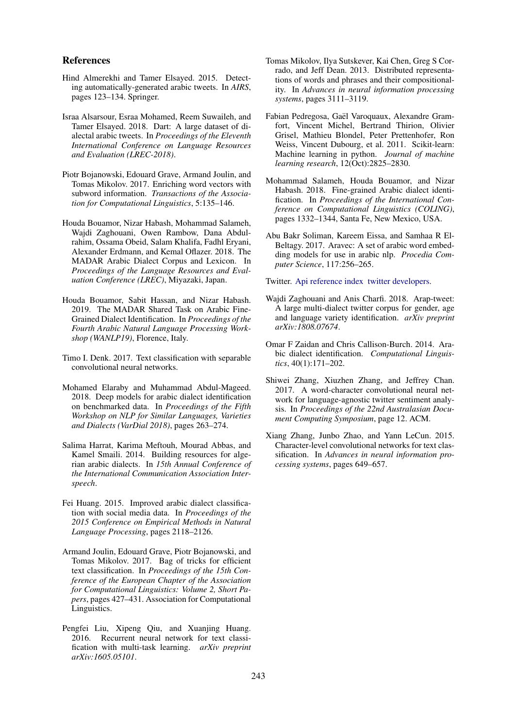## References

Hind Almerekhi and Tamer Elsayed. 2015. Detecting automatically-generated arabic tweets. In *AIRS*, pages 123–134. Springer.

Israa Alsarsour, Esraa Mohamed, Reem Suwaileh, and Tamer Elsayed. 2018. Dart: A large dataset of dialectal arabic tweets. In *Proceedings of the Eleventh International Conference on Language Resources and Evaluation (LREC-2018)*.

Piotr Bojanowski, Edouard Grave, Armand Joulin, and Tomas Mikolov. 2017. Enriching word vectors with subword information. *Transactions of the Association for Computational Linguistics*, 5:135–146.

Houda Bouamor, Nizar Habash, Mohammad Salameh, Wajdi Zaghouani, Owen Rambow, Dana Abdulrahim, Ossama Obeid, Salam Khalifa, Fadhl Eryani, Alexander Erdmann, and Kemal Oflazer. 2018. The MADAR Arabic Dialect Corpus and Lexicon. In *Proceedings of the Language Resources and Evaluation Conference (LREC)*, Miyazaki, Japan.

Houda Bouamor, Sabit Hassan, and Nizar Habash. 2019. The MADAR Shared Task on Arabic Fine-Grained Dialect Identification. In *Proceedings of the Fourth Arabic Natural Language Processing Workshop (WANLP19)*, Florence, Italy.

Timo I. Denk. 2017. Text classification with separable convolutional neural networks.

Mohamed Elaraby and Muhammad Abdul-Mageed. 2018. Deep models for arabic dialect identification on benchmarked data. In *Proceedings of the Fifth Workshop on NLP for Similar Languages, Varieties and Dialects (VarDial 2018)*, pages 263–274.

Salima Harrat, Karima Meftouh, Mourad Abbas, and Kamel Smaili. 2014. Building resources for algerian arabic dialects. In *15th Annual Conference of the International Communication Association Interspeech*.

Fei Huang. 2015. Improved arabic dialect classification with social media data. In *Proceedings of the 2015 Conference on Empirical Methods in Natural Language Processing*, pages 2118–2126.

Armand Joulin, Edouard Grave, Piotr Bojanowski, and Tomas Mikolov. 2017. Bag of tricks for efficient text classification. In *Proceedings of the 15th Conference of the European Chapter of the Association for Computational Linguistics: Volume 2, Short Papers*, pages 427–431. Association for Computational Linguistics.

Pengfei Liu, Xipeng Qiu, and Xuanjing Huang. 2016. Recurrent neural network for text classification with multi-task learning. *arXiv preprint arXiv:1605.05101*.

Tomas Mikolov, Ilya Sutskever, Kai Chen, Greg S Corrado, and Jeff Dean. 2013. Distributed representations of words and phrases and their compositionality. In *Advances in neural information processing systems*, pages 3111–3119.

Fabian Pedregosa, Gaël Varoquaux, Alexandre Gramfort, Vincent Michel, Bertrand Thirion, Olivier Grisel, Mathieu Blondel, Peter Prettenhofer, Ron Weiss, Vincent Dubourg, et al. 2011. Scikit-learn: Machine learning in python. *Journal of machine learning research*, 12(Oct):2825–2830.

Mohammad Salameh, Houda Bouamor, and Nizar Habash. 2018. Fine-grained Arabic dialect identification. In *Proceedings of the International Conference on Computational Linguistics (COLING)*, pages 1332–1344, Santa Fe, New Mexico, USA.

Abu Bakr Soliman, Kareem Eissa, and Samhaa R El-Beltagy. 2017. Aravec: A set of arabic word embedding models for use in arabic nlp. *Procedia Computer Science*, 117:256–265.

Twitter. Api reference index twitter developers.

Wajdi Zaghouani and Anis Charfi. 2018. Arap-tweet: A large multi-dialect twitter corpus for gender, age and language variety identification. *arXiv preprint arXiv:1808.07674*.

Omar F Zaidan and Chris Callison-Burch. 2014. Arabic dialect identification. *Computational Linguistics*, 40(1):171–202.

Shiwei Zhang, Xiuzhen Zhang, and Jeffrey Chan. 2017. A word-character convolutional neural network for language-agnostic twitter sentiment analysis. In *Proceedings of the 22nd Australasian Document Computing Symposium*, page 12. ACM.

Xiang Zhang, Junbo Zhao, and Yann LeCun. 2015. Character-level convolutional networks for text classification. In *Advances in neural information processing systems*, pages 649–657.